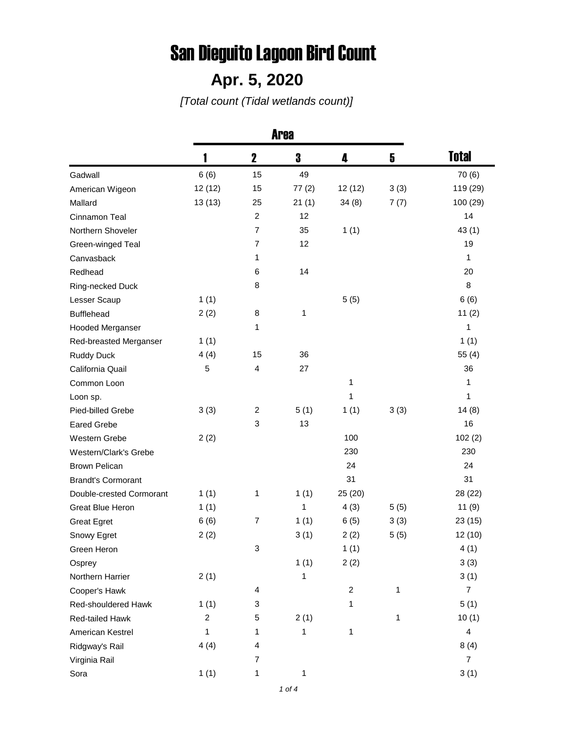# San Dieguito Lagoon Bird Count

## Apr. 5, 2020

*[Total count (Tidal wetlands count)]*

| | Area | | | | | |
|---|---|---|---|---|---|---|
| | 1 | 2 | 3 | 4 | 5 | Total |
| Gadwall | 6 (6) | 15 | 49 | | | 70 (6) |
| American Wigeon | 12 (12) | 15 | 77 (2) | 12 (12) | 3 (3) | 119 (29) |
| Mallard | 13 (13) | 25 | 21 (1) | 34 (8) | 7 (7) | 100 (29) |
| Cinnamon Teal | | 2 | 12 | | | 14 |
| Northern Shoveler | | 7 | 35 | 1 (1) | | 43 (1) |
| Green-winged Teal | | 7 | 12 | | | 19 |
| Canvasback | | 1 | | | | 1 |
| Redhead | | 6 | 14 | | | 20 |
| Ring-necked Duck | | 8 | | | | 8 |
| Lesser Scaup | 1 (1) | | | 5 (5) | | 6 (6) |
| Bufflehead | 2 (2) | 8 | 1 | | | 11 (2) |
| Hooded Merganser | | 1 | | | | 1 |
| Red-breasted Merganser | 1 (1) | | | | | 1 (1) |
| Ruddy Duck | 4 (4) | 15 | 36 | | | 55 (4) |
| California Quail | 5 | 4 | 27 | | | 36 |
| Common Loon | | | | 1 | | 1 |
| Loon sp. | | | | 1 | | 1 |
| Pied-billed Grebe | 3 (3) | 2 | 5 (1) | 1 (1) | 3 (3) | 14 (8) |
| Eared Grebe | | 3 | 13 | | | 16 |
| Western Grebe | 2 (2) | | | 100 | | 102 (2) |
| Western/Clark's Grebe | | | | 230 | | 230 |
| Brown Pelican | | | | 24 | | 24 |
| Brandt's Cormorant | | | | 31 | | 31 |
| Double-crested Cormorant | 1 (1) | 1 | 1 (1) | 25 (20) | | 28 (22) |
| Great Blue Heron | 1 (1) | | 1 | 4 (3) | 5 (5) | 11 (9) |
| Great Egret | 6 (6) | 7 | 1 (1) | 6 (5) | 3 (3) | 23 (15) |
| Snowy Egret | 2 (2) | | 3 (1) | 2 (2) | 5 (5) | 12 (10) |
| Green Heron | | 3 | | 1 (1) | | 4 (1) |
| Osprey | | | 1 (1) | 2 (2) | | 3 (3) |
| Northern Harrier | 2 (1) | | 1 | | | 3 (1) |
| Cooper's Hawk | | 4 | | 2 | 1 | 7 |
| Red-shouldered Hawk | 1 (1) | 3 | | 1 | | 5 (1) |
| Red-tailed Hawk | 2 | 5 | 2 (1) | | 1 | 10 (1) |
| American Kestrel | 1 | 1 | 1 | 1 | | 4 |
| Ridgway's Rail | 4 (4) | 4 | | | | 8 (4) |
| Virginia Rail | | 7 | | | | 7 |
| Sora | 1 (1) | 1 | 1 | | | 3 (1) |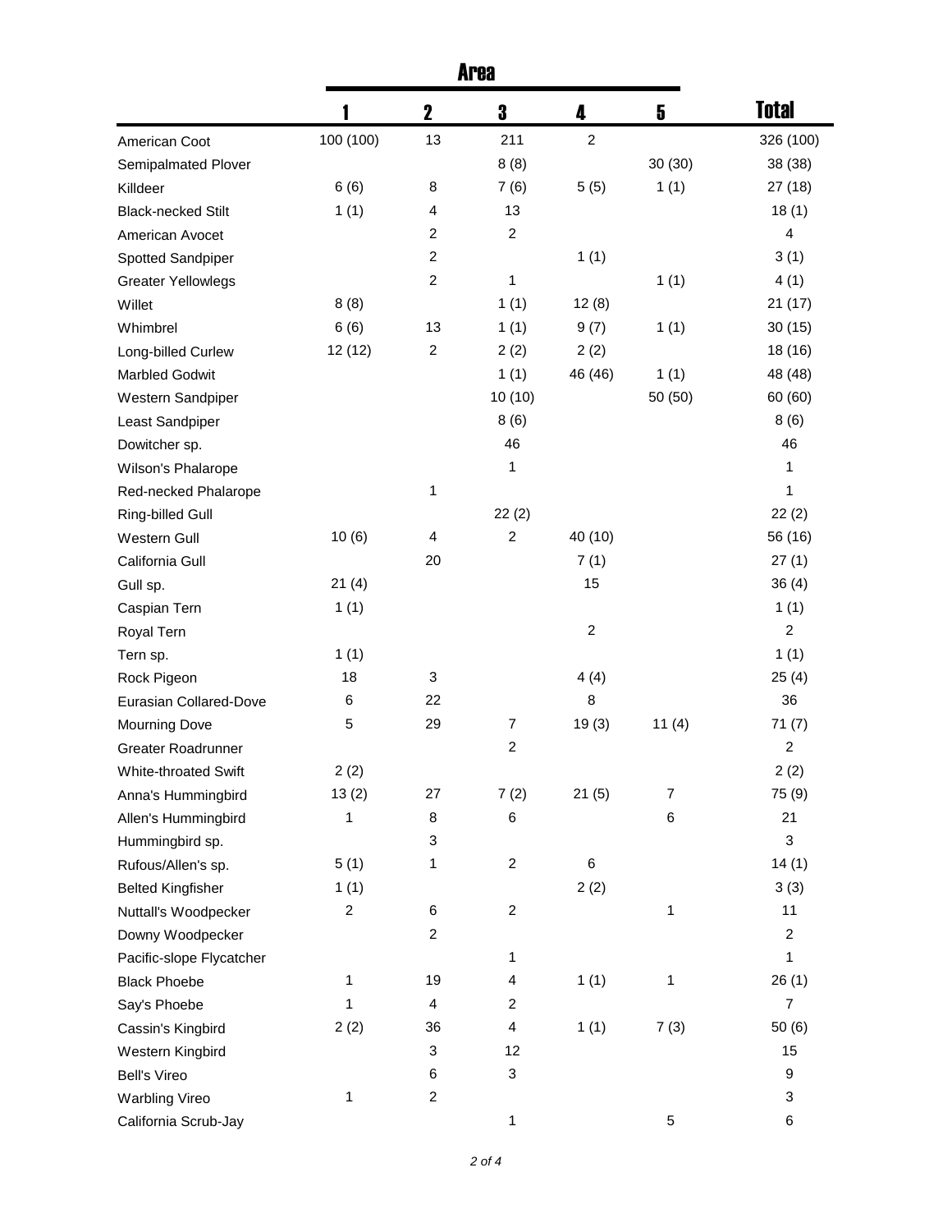| | Area | | | | | Total |
|---|---|---|---|---|---|---|
| | 1 | 2 | 3 | 4 | 5 | |
| American Coot | 100 (100) | 13 | 211 | 2 | | 326 (100) |
| Semipalmated Plover | | | 8 (8) | | 30 (30) | 38 (38) |
| Killdeer | 6 (6) | 8 | 7 (6) | 5 (5) | 1 (1) | 27 (18) |
| Black-necked Stilt | 1 (1) | 4 | 13 | | | 18 (1) |
| American Avocet | | 2 | 2 | | | 4 |
| Spotted Sandpiper | | 2 | | 1 (1) | | 3 (1) |
| Greater Yellowlegs | | 2 | 1 | | 1 (1) | 4 (1) |
| Willet | 8 (8) | | 1 (1) | 12 (8) | | 21 (17) |
| Whimbrel | 6 (6) | 13 | 1 (1) | 9 (7) | 1 (1) | 30 (15) |
| Long-billed Curlew | 12 (12) | 2 | 2 (2) | 2 (2) | | 18 (16) |
| Marbled Godwit | | | 1 (1) | 46 (46) | 1 (1) | 48 (48) |
| Western Sandpiper | | | 10 (10) | | 50 (50) | 60 (60) |
| Least Sandpiper | | | 8 (6) | | | 8 (6) |
| Dowitcher sp. | | | 46 | | | 46 |
| Wilson's Phalarope | | | 1 | | | 1 |
| Red-necked Phalarope | | 1 | | | | 1 |
| Ring-billed Gull | | | 22 (2) | | | 22 (2) |
| Western Gull | 10 (6) | 4 | 2 | 40 (10) | | 56 (16) |
| California Gull | | 20 | | 7 (1) | | 27 (1) |
| Gull sp. | 21 (4) | | | 15 | | 36 (4) |
| Caspian Tern | 1 (1) | | | | | 1 (1) |
| Royal Tern | | | | 2 | | 2 |
| Tern sp. | 1 (1) | | | | | 1 (1) |
| Rock Pigeon | 18 | 3 | | 4 (4) | | 25 (4) |
| Eurasian Collared-Dove | 6 | 22 | | 8 | | 36 |
| Mourning Dove | 5 | 29 | 7 | 19 (3) | 11 (4) | 71 (7) |
| Greater Roadrunner | | | 2 | | | 2 |
| White-throated Swift | 2 (2) | | | | | 2 (2) |
| Anna's Hummingbird | 13 (2) | 27 | 7 (2) | 21 (5) | 7 | 75 (9) |
| Allen's Hummingbird | 1 | 8 | 6 | | 6 | 21 |
| Hummingbird sp. | | 3 | | | | 3 |
| Rufous/Allen's sp. | 5 (1) | 1 | 2 | 6 | | 14 (1) |
| Belted Kingfisher | 1 (1) | | | 2 (2) | | 3 (3) |
| Nuttall's Woodpecker | 2 | 6 | 2 | | 1 | 11 |
| Downy Woodpecker | | 2 | | | | 2 |
| Pacific-slope Flycatcher | | | 1 | | | 1 |
| Black Phoebe | 1 | 19 | 4 | 1 (1) | 1 | 26 (1) |
| Say's Phoebe | 1 | 4 | 2 | | | 7 |
| Cassin's Kingbird | 2 (2) | 36 | 4 | 1 (1) | 7 (3) | 50 (6) |
| Western Kingbird | | 3 | 12 | | | 15 |
| Bell's Vireo | | 6 | 3 | | | 9 |
| Warbling Vireo | 1 | 2 | | | | 3 |
| California Scrub-Jay | | | 1 | | 5 | 6 |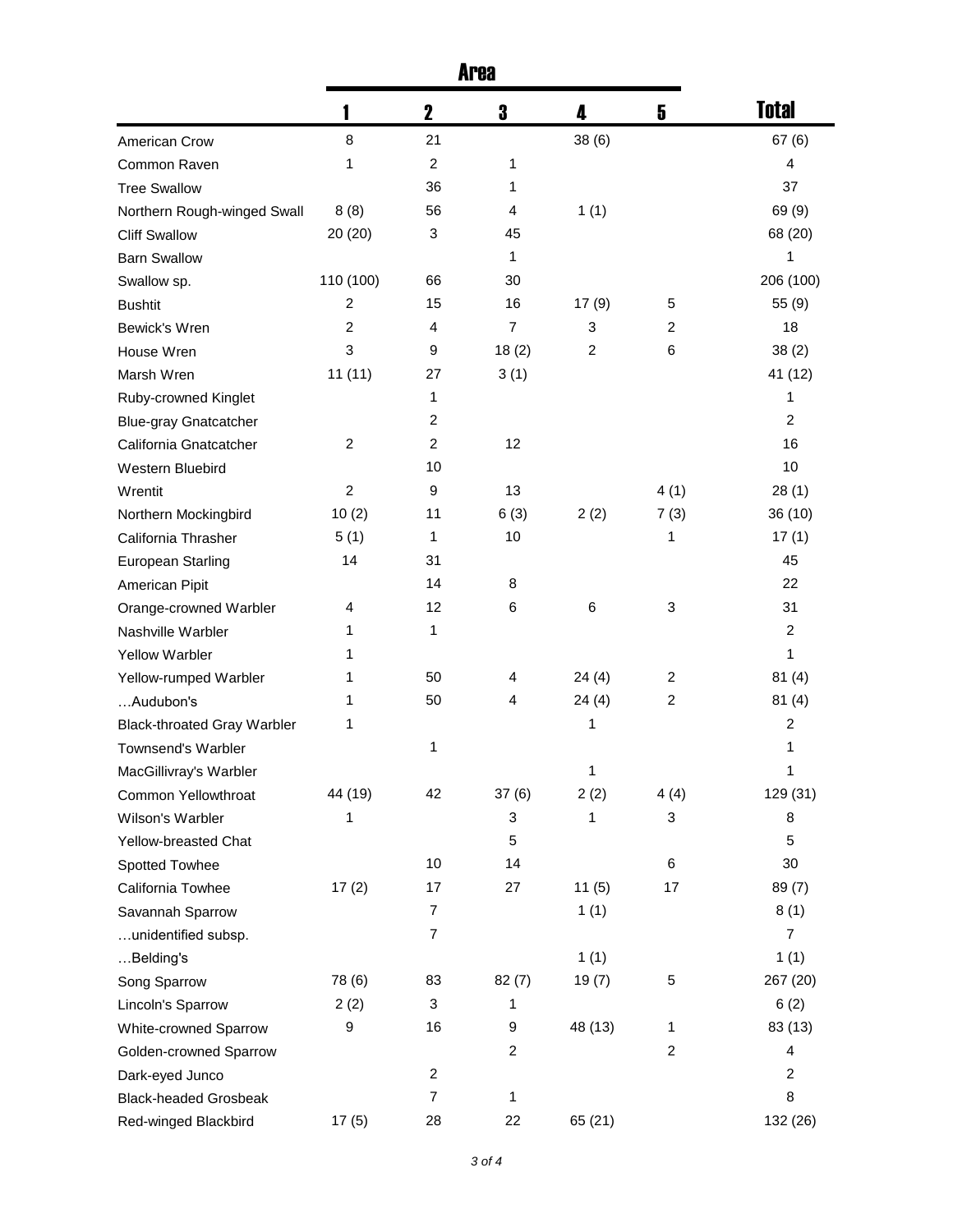| | Area | | | | | Total |
|---|---|---|---|---|---|---|
| | 1 | 2 | 3 | 4 | 5 | |
| American Crow | 8 | 21 | | 38 (6) | | 67 (6) |
| Common Raven | 1 | 2 | 1 | | | 4 |
| Tree Swallow | | 36 | 1 | | | 37 |
| Northern Rough-winged Swall | 8 (8) | 56 | 4 | 1 (1) | | 69 (9) |
| Cliff Swallow | 20 (20) | 3 | 45 | | | 68 (20) |
| Barn Swallow | | | 1 | | | 1 |
| Swallow sp. | 110 (100) | 66 | 30 | | | 206 (100) |
| Bushtit | 2 | 15 | 16 | 17 (9) | 5 | 55 (9) |
| Bewick's Wren | 2 | 4 | 7 | 3 | 2 | 18 |
| House Wren | 3 | 9 | 18 (2) | 2 | 6 | 38 (2) |
| Marsh Wren | 11 (11) | 27 | 3 (1) | | | 41 (12) |
| Ruby-crowned Kinglet | | 1 | | | | 1 |
| Blue-gray Gnatcatcher | | 2 | | | | 2 |
| California Gnatcatcher | 2 | 2 | 12 | | | 16 |
| Western Bluebird | | 10 | | | | 10 |
| Wrentit | 2 | 9 | 13 | | 4 (1) | 28 (1) |
| Northern Mockingbird | 10 (2) | 11 | 6 (3) | 2 (2) | 7 (3) | 36 (10) |
| California Thrasher | 5 (1) | 1 | 10 | | 1 | 17 (1) |
| European Starling | 14 | 31 | | | | 45 |
| American Pipit | | 14 | 8 | | | 22 |
| Orange-crowned Warbler | 4 | 12 | 6 | 6 | 3 | 31 |
| Nashville Warbler | 1 | 1 | | | | 2 |
| Yellow Warbler | 1 | | | | | 1 |
| Yellow-rumped Warbler | 1 | 50 | 4 | 24 (4) | 2 | 81 (4) |
| …Audubon's | 1 | 50 | 4 | 24 (4) | 2 | 81 (4) |
| Black-throated Gray Warbler | 1 | | | 1 | | 2 |
| Townsend's Warbler | | 1 | | | | 1 |
| MacGillivray's Warbler | | | | 1 | | 1 |
| Common Yellowthroat | 44 (19) | 42 | 37 (6) | 2 (2) | 4 (4) | 129 (31) |
| Wilson's Warbler | 1 | | 3 | 1 | 3 | 8 |
| Yellow-breasted Chat | | | 5 | | | 5 |
| Spotted Towhee | | 10 | 14 | | 6 | 30 |
| California Towhee | 17 (2) | 17 | 27 | 11 (5) | 17 | 89 (7) |
| Savannah Sparrow | | 7 | | 1 (1) | | 8 (1) |
| …unidentified subsp. | | 7 | | | | 7 |
| …Belding's | | | | 1 (1) | | 1 (1) |
| Song Sparrow | 78 (6) | 83 | 82 (7) | 19 (7) | 5 | 267 (20) |
| Lincoln's Sparrow | 2 (2) | 3 | 1 | | | 6 (2) |
| White-crowned Sparrow | 9 | 16 | 9 | 48 (13) | 1 | 83 (13) |
| Golden-crowned Sparrow | | | 2 | | 2 | 4 |
| Dark-eyed Junco | | 2 | | | | 2 |
| Black-headed Grosbeak | | 7 | 1 | | | 8 |
| Red-winged Blackbird | 17 (5) | 28 | 22 | 65 (21) | | 132 (26) |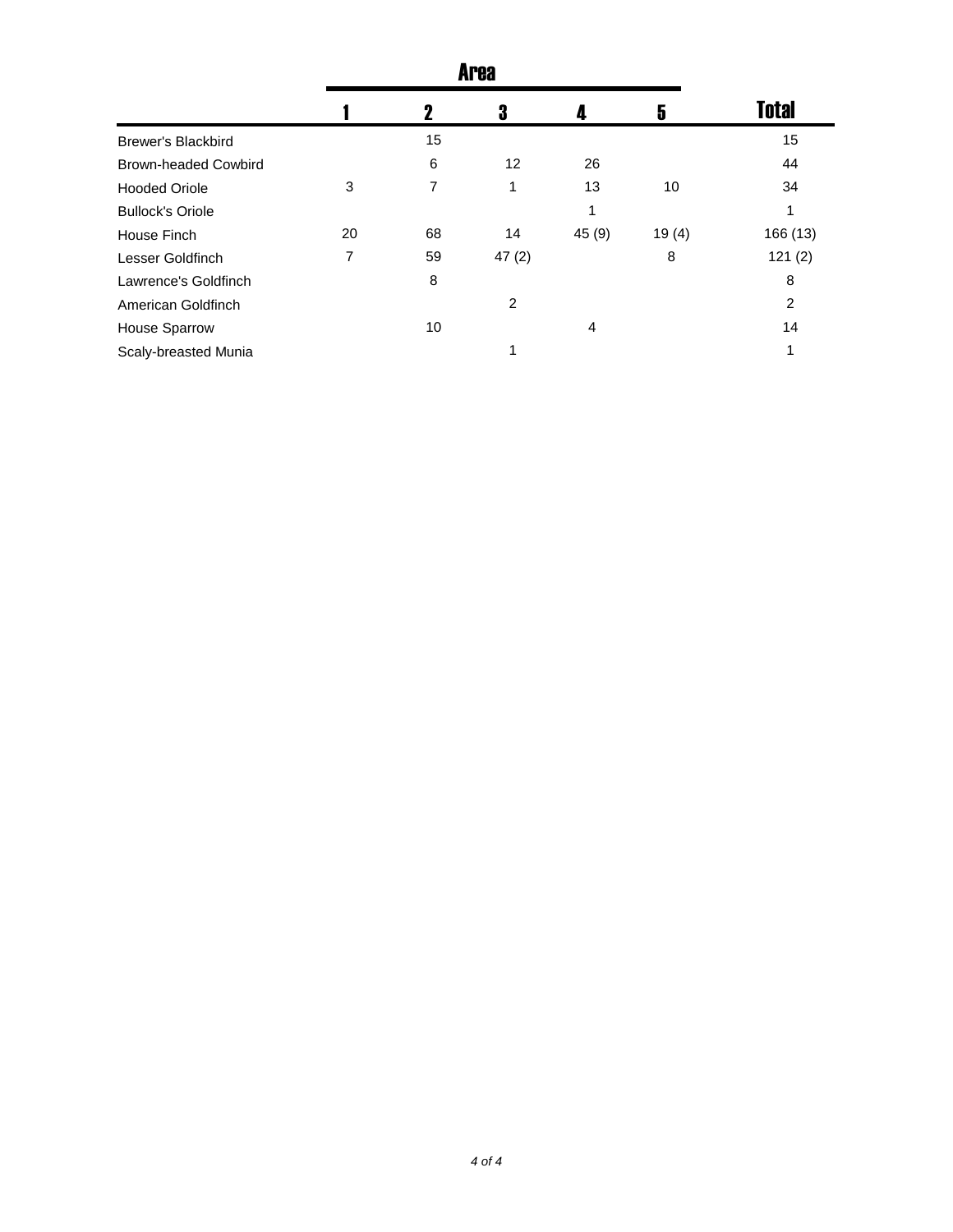| | Area | | | | | |
| --- | --- | --- | --- | --- | --- | --- |
| | 1 | 2 | 3 | 4 | 5 | Total |
| Brewer's Blackbird | | 15 | | | | 15 |
| Brown-headed Cowbird | | 6 | 12 | 26 | | 44 |
| Hooded Oriole | 3 | 7 | 1 | 13 | 10 | 34 |
| Bullock's Oriole | | | | 1 | | 1 |
| House Finch | 20 | 68 | 14 | 45 (9) | 19 (4) | 166 (13) |
| Lesser Goldfinch | 7 | 59 | 47 (2) | | 8 | 121 (2) |
| Lawrence's Goldfinch | | 8 | | | | 8 |
| American Goldfinch | | | 2 | | | 2 |
| House Sparrow | | 10 | | 4 | | 14 |
| Scaly-breasted Munia | | | 1 | | | 1 |